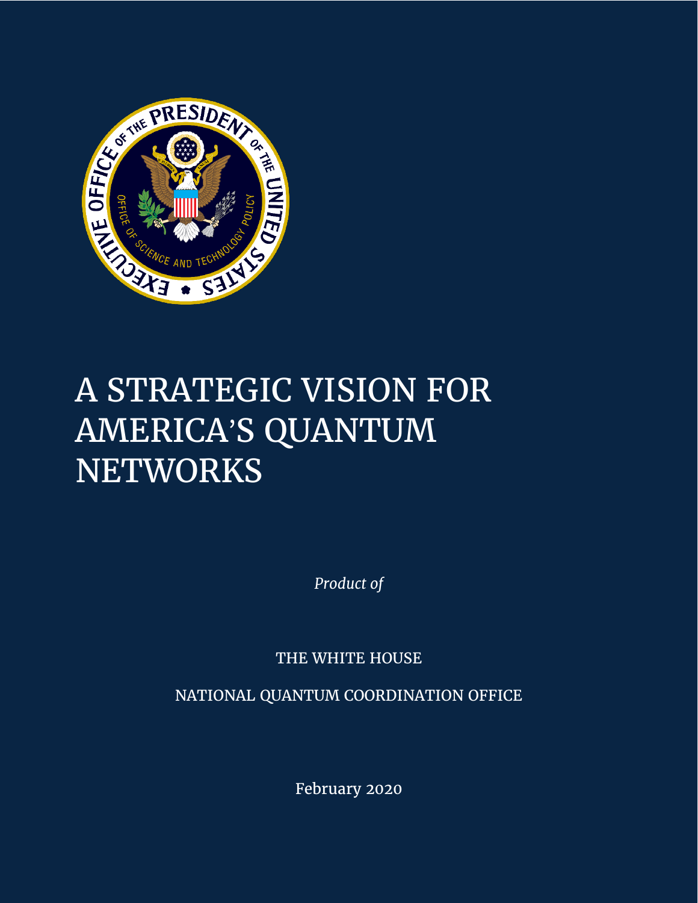# A STRATEGIC VISION FOR AMERICA'S QUANTUM NETWORKS

*Product of*

THE WHITE HOUSE

NATIONAL QUANTUM COORDINATION OFFICE

February 2020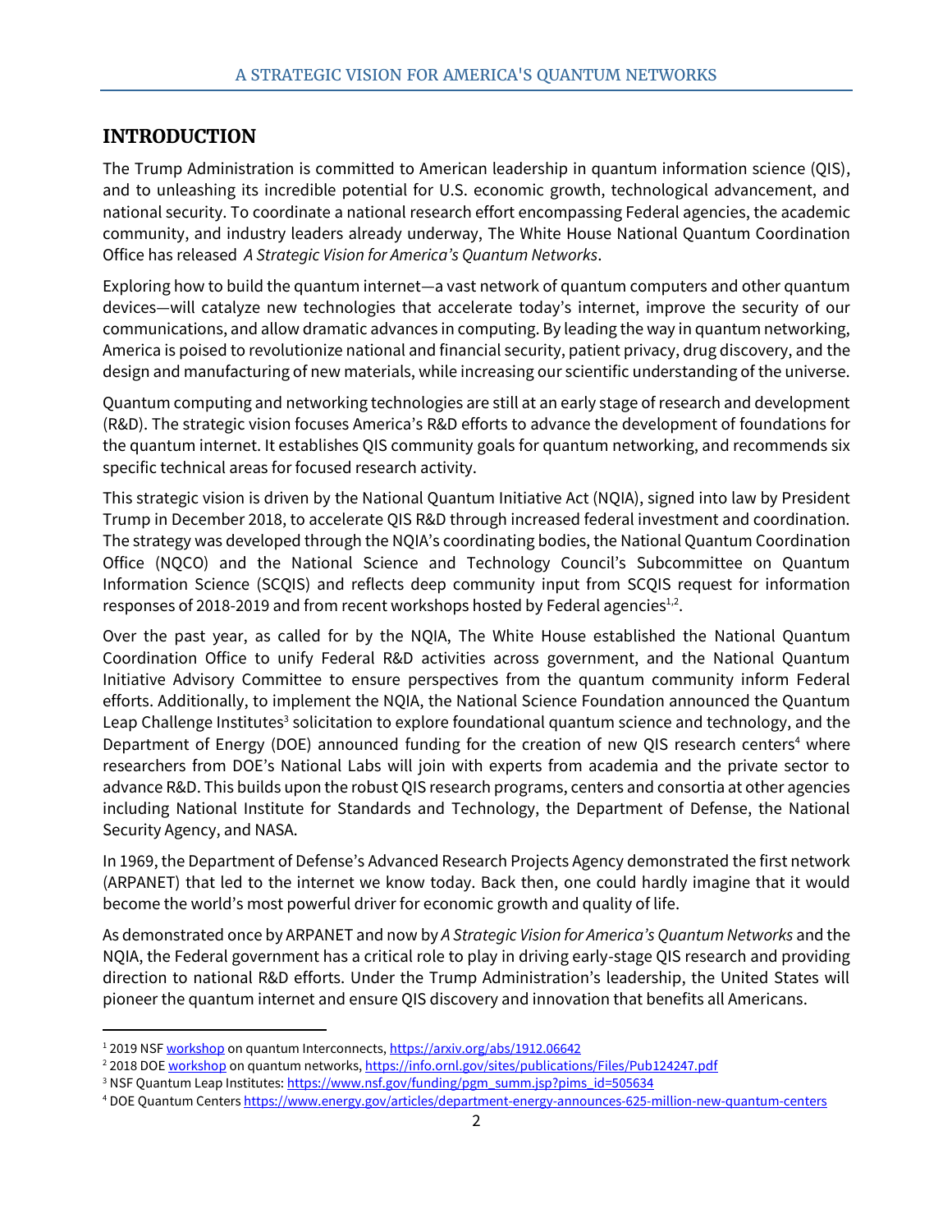## INTRODUCTION

The Trump Administration is committed to American leadership in quantum information science (QIS), and to unleashing its incredible potential for U.S. economic growth, technological advancement, and national security. To coordinate a national research effort encompassing Federal agencies, the academic community, and industry leaders already underway, The White House National Quantum Coordination Office has released *A Strategic Vision for America's Quantum Networks*.

Exploring how to build the quantum internet—a vast network of quantum computers and other quantum devices—will catalyze new technologies that accelerate today's internet, improve the security of our communications, and allow dramatic advances in computing. By leading the way in quantum networking, America is poised to revolutionize national and financial security, patient privacy, drug discovery, and the design and manufacturing of new materials, while increasing our scientific understanding of the universe.

Quantum computing and networking technologies are still at an early stage of research and development (R&D). The strategic vision focuses America's R&D efforts to advance the development of foundations for the quantum internet. It establishes QIS community goals for quantum networking, and recommends six specific technical areas for focused research activity.

This strategic vision is driven by the National Quantum Initiative Act (NQIA), signed into law by President Trump in December 2018, to accelerate QIS R&D through increased federal investment and coordination. The strategy was developed through the NQIA's coordinating bodies, the National Quantum Coordination Office (NQCO) and the National Science and Technology Council's Subcommittee on Quantum Information Science (SCQIS) and reflects deep community input from SCQIS request for information responses of 2018-2019 and from recent workshops hosted by Federal agencies[1,2].

Over the past year, as called for by the NQIA, The White House established the National Quantum Coordination Office to unify Federal R&D activities across government, and the National Quantum Initiative Advisory Committee to ensure perspectives from the quantum community inform Federal efforts. Additionally, to implement the NQIA, the National Science Foundation announced the Quantum Leap Challenge Institutes[3] solicitation to explore foundational quantum science and technology, and the Department of Energy (DOE) announced funding for the creation of new QIS research centers[4] where researchers from DOE's National Labs will join with experts from academia and the private sector to advance R&D. This builds upon the robust QIS research programs, centers and consortia at other agencies including National Institute for Standards and Technology, the Department of Defense, the National Security Agency, and NASA.

In 1969, the Department of Defense's Advanced Research Projects Agency demonstrated the first network (ARPANET) that led to the internet we know today. Back then, one could hardly imagine that it would become the world's most powerful driver for economic growth and quality of life.

As demonstrated once by ARPANET and now by *A Strategic Vision for America's Quantum Networks* and the NQIA, the Federal government has a critical role to play in driving early-stage QIS research and providing direction to national R&D efforts. Under the Trump Administration's leadership, the United States will pioneer the quantum internet and ensure QIS discovery and innovation that benefits all Americans.

---

[1] 2019 NSF workshop on quantum Interconnects, https://arxiv.org/abs/1912.06642

[2] 2018 DOE workshop on quantum networks, https://info.ornl.gov/sites/publications/Files/Pub124247.pdf

[3] NSF Quantum Leap Institutes: https://www.nsf.gov/funding/pgm_summ.jsp?pims_id=505634

[4] DOE Quantum Centers https://www.energy.gov/articles/department-energy-announces-625-million-new-quantum-centers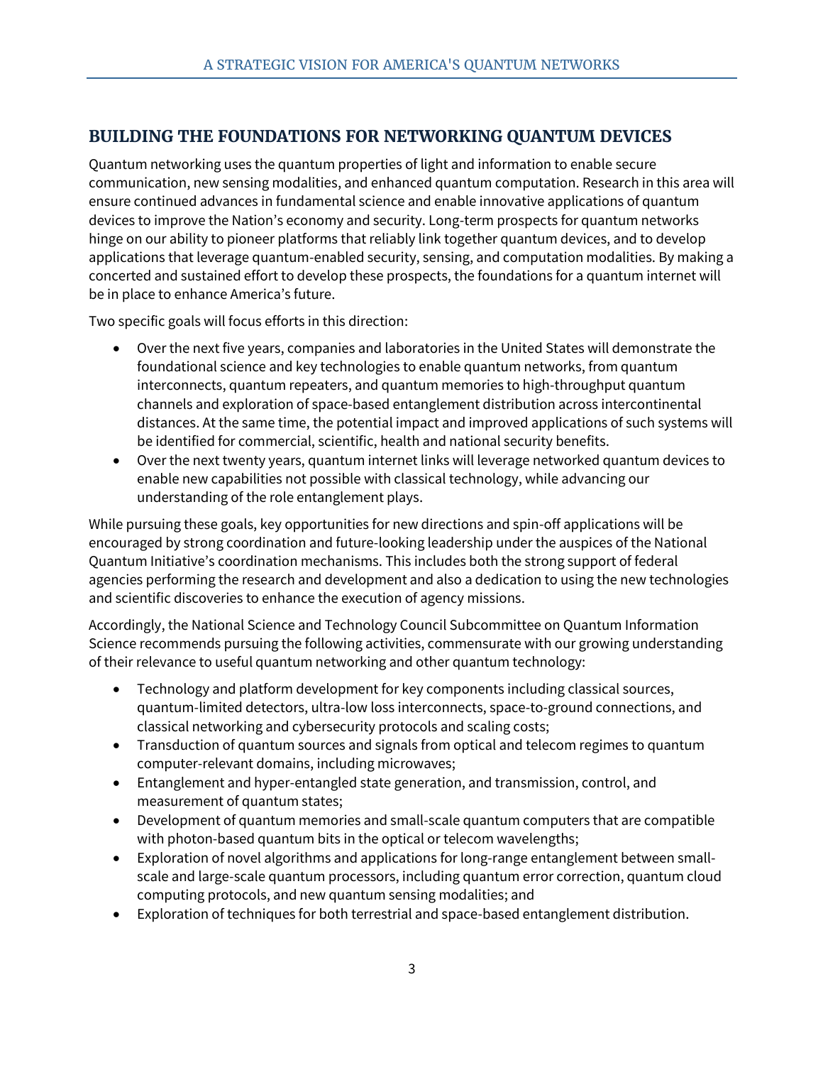## BUILDING THE FOUNDATIONS FOR NETWORKING QUANTUM DEVICES

Quantum networking uses the quantum properties of light and information to enable secure communication, new sensing modalities, and enhanced quantum computation. Research in this area will ensure continued advances in fundamental science and enable innovative applications of quantum devices to improve the Nation's economy and security. Long-term prospects for quantum networks hinge on our ability to pioneer platforms that reliably link together quantum devices, and to develop applications that leverage quantum-enabled security, sensing, and computation modalities. By making a concerted and sustained effort to develop these prospects, the foundations for a quantum internet will be in place to enhance America's future.

Two specific goals will focus efforts in this direction:

- Over the next five years, companies and laboratories in the United States will demonstrate the foundational science and key technologies to enable quantum networks, from quantum interconnects, quantum repeaters, and quantum memories to high-throughput quantum channels and exploration of space-based entanglement distribution across intercontinental distances. At the same time, the potential impact and improved applications of such systems will be identified for commercial, scientific, health and national security benefits.
- Over the next twenty years, quantum internet links will leverage networked quantum devices to enable new capabilities not possible with classical technology, while advancing our understanding of the role entanglement plays.

While pursuing these goals, key opportunities for new directions and spin-off applications will be encouraged by strong coordination and future-looking leadership under the auspices of the National Quantum Initiative's coordination mechanisms. This includes both the strong support of federal agencies performing the research and development and also a dedication to using the new technologies and scientific discoveries to enhance the execution of agency missions.

Accordingly, the National Science and Technology Council Subcommittee on Quantum Information Science recommends pursuing the following activities, commensurate with our growing understanding of their relevance to useful quantum networking and other quantum technology:

- Technology and platform development for key components including classical sources, quantum-limited detectors, ultra-low loss interconnects, space-to-ground connections, and classical networking and cybersecurity protocols and scaling costs;
- Transduction of quantum sources and signals from optical and telecom regimes to quantum computer-relevant domains, including microwaves;
- Entanglement and hyper-entangled state generation, and transmission, control, and measurement of quantum states;
- Development of quantum memories and small-scale quantum computers that are compatible with photon-based quantum bits in the optical or telecom wavelengths;
- Exploration of novel algorithms and applications for long-range entanglement between small-scale and large-scale quantum processors, including quantum error correction, quantum cloud computing protocols, and new quantum sensing modalities; and
- Exploration of techniques for both terrestrial and space-based entanglement distribution.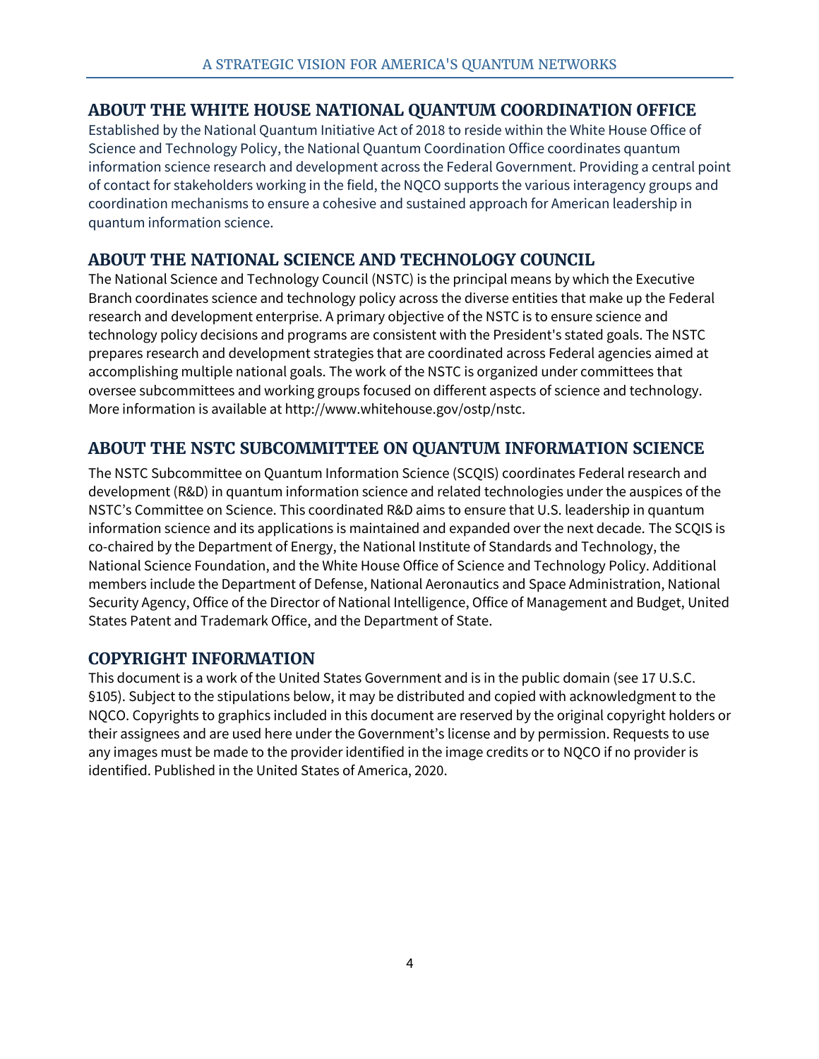## ABOUT THE WHITE HOUSE NATIONAL QUANTUM COORDINATION OFFICE

Established by the National Quantum Initiative Act of 2018 to reside within the White House Office of Science and Technology Policy, the National Quantum Coordination Office coordinates quantum information science research and development across the Federal Government. Providing a central point of contact for stakeholders working in the field, the NQCO supports the various interagency groups and coordination mechanisms to ensure a cohesive and sustained approach for American leadership in quantum information science.

## ABOUT THE NATIONAL SCIENCE AND TECHNOLOGY COUNCIL

The National Science and Technology Council (NSTC) is the principal means by which the Executive Branch coordinates science and technology policy across the diverse entities that make up the Federal research and development enterprise. A primary objective of the NSTC is to ensure science and technology policy decisions and programs are consistent with the President's stated goals. The NSTC prepares research and development strategies that are coordinated across Federal agencies aimed at accomplishing multiple national goals. The work of the NSTC is organized under committees that oversee subcommittees and working groups focused on different aspects of science and technology. More information is available at http://www.whitehouse.gov/ostp/nstc.

## ABOUT THE NSTC SUBCOMMITTEE ON QUANTUM INFORMATION SCIENCE

The NSTC Subcommittee on Quantum Information Science (SCQIS) coordinates Federal research and development (R&D) in quantum information science and related technologies under the auspices of the NSTC's Committee on Science. This coordinated R&D aims to ensure that U.S. leadership in quantum information science and its applications is maintained and expanded over the next decade. The SCQIS is co-chaired by the Department of Energy, the National Institute of Standards and Technology, the National Science Foundation, and the White House Office of Science and Technology Policy. Additional members include the Department of Defense, National Aeronautics and Space Administration, National Security Agency, Office of the Director of National Intelligence, Office of Management and Budget, United States Patent and Trademark Office, and the Department of State.

## COPYRIGHT INFORMATION

This document is a work of the United States Government and is in the public domain (see 17 U.S.C. §105). Subject to the stipulations below, it may be distributed and copied with acknowledgment to the NQCO. Copyrights to graphics included in this document are reserved by the original copyright holders or their assignees and are used here under the Government's license and by permission. Requests to use any images must be made to the provider identified in the image credits or to NQCO if no provider is identified. Published in the United States of America, 2020.